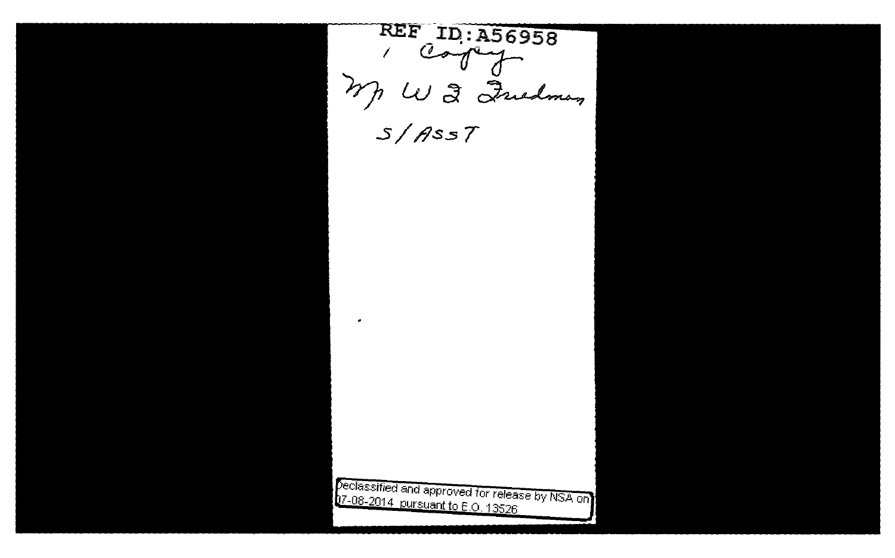REF ID:A56958

1 Copy

Mr W F Friedman

S/ASST

Declassified and approved for release by NSA on 07-08-2014 pursuant to E.O. 13526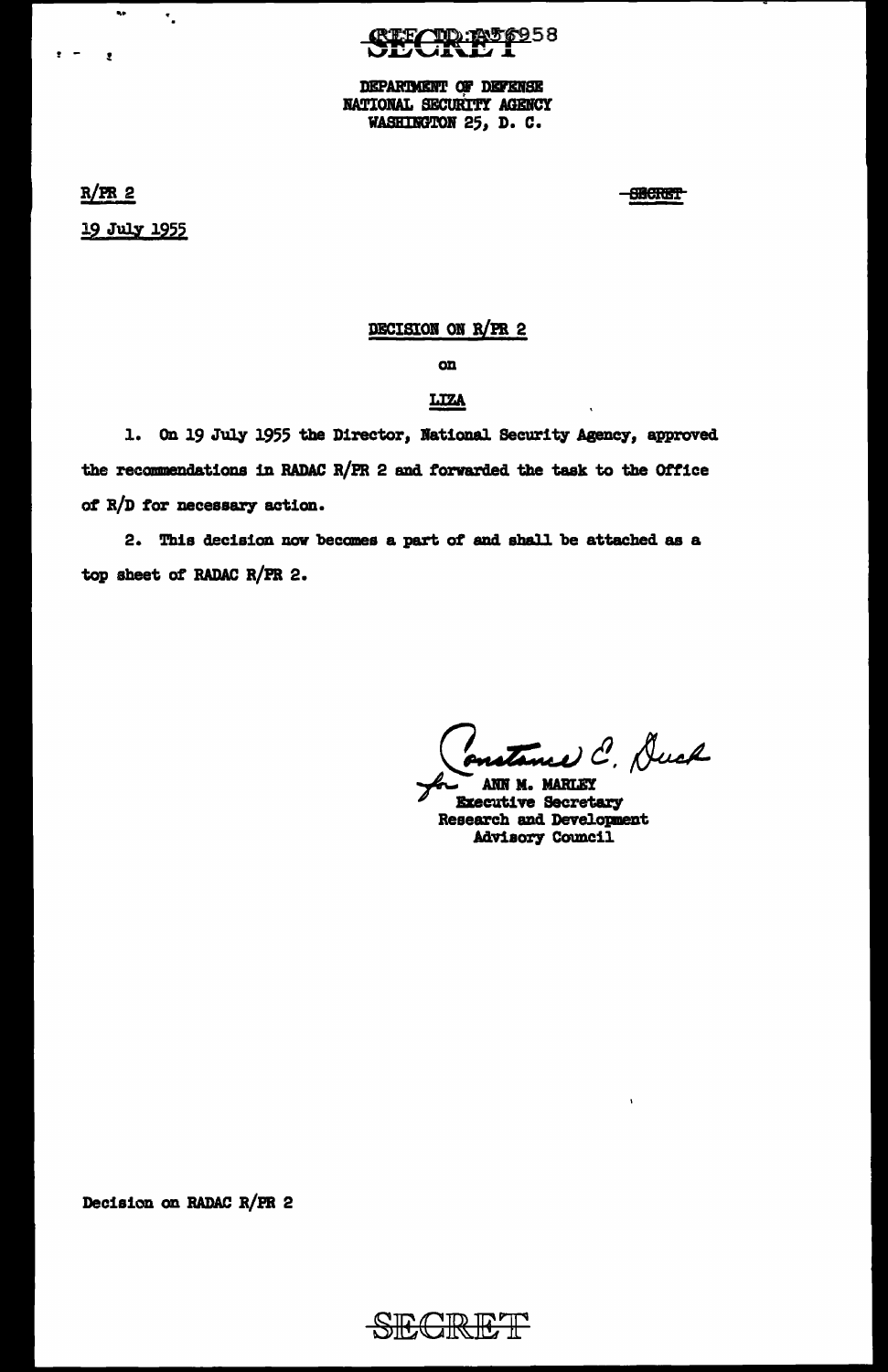SECRET

DEPARTMENT OF DEFENSE
NATIONAL SECURITY AGENCY
WASHINGTON 25, D. C.

R/PR 2

19 July 1955

SECRET

DECISION ON R/PR 2

on

LIZA

1. On 19 July 1955 the Director, National Security Agency, approved the recommendations in RADAC R/PR 2 and forwarded the task to the Office of R/D for necessary action.

2. This decision now becomes a part of and shall be attached as a top sheet of RADAC R/PR 2.

Constance E. Duck
for ANN M. MARLEY
Executive Secretary
Research and Development
Advisory Council

Decision on RADAC R/PR 2

SECRET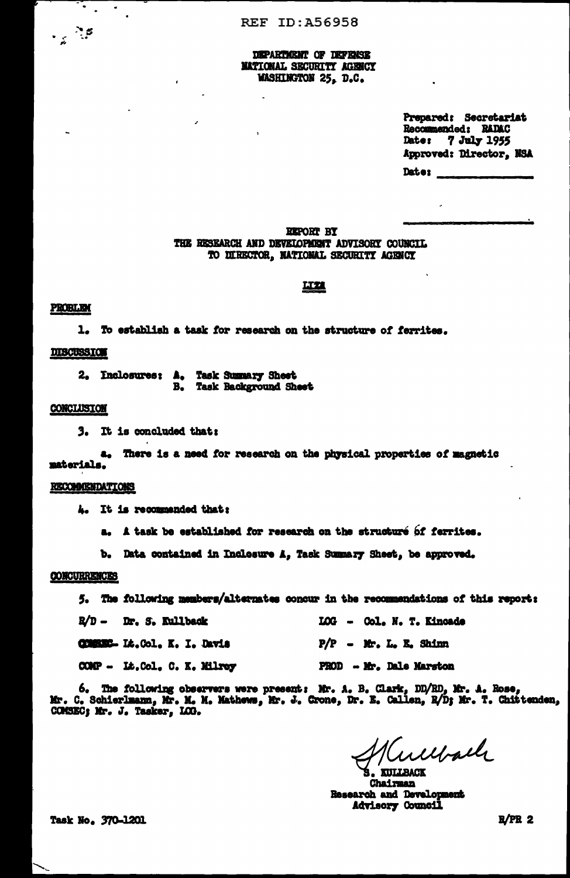REF ID:A56958

DEPARTMENT OF DEFENSE
NATIONAL SECURITY AGENCY
WASHINGTON 25, D.C.

Prepared: Secretariat
Recommended: RADAC
Date: 7 July 1955
Approved: Director, NSA
Date: ______________

REPORT BY
THE RESEARCH AND DEVELOPMENT ADVISORY COUNCIL
TO DIRECTOR, NATIONAL SECURITY AGENCY

**LIZA**

**PROBLEM**

1. To establish a task for research on the structure of ferrites.

**DISCUSSION**

2. Inclosures: A. Task Summary Sheet
   B. Task Background Sheet

**CONCLUSION**

3. It is concluded that:

a. There is a need for research on the physical properties of magnetic materials.

**RECOMMENDATIONS**

4. It is recommended that:

a. A task be established for research on the structure of ferrites.

b. Data contained in Inclosure A, Task Summary Sheet, be approved.

**CONCURRENCES**

5. The following members/alternates concur in the recommendations of this report:

R/D - Dr. S. Kullback | LOG - Col. N. T. Kincade
COMSEC - Lt.Col. K. I. Davis | P/P - Mr. L. E. Shinn
COMP - Lt.Col. C. K. Milroy | PROD - Mr. Dale Marston

6. The following observers were present: Mr. A. B. Clark, DD/RD, Mr. A. Rose, Mr. C. Schierlmann, Mr. M. M. Mathews, Mr. J. Crone, Dr. E. Callen, R/D; Mr. T. Chittenden, COMSEC; Mr. J. Tasker, LOG.

S. KULLBACK
Chairman
Research and Development
Advisory Council

Task No. 370-1201

R/PR 2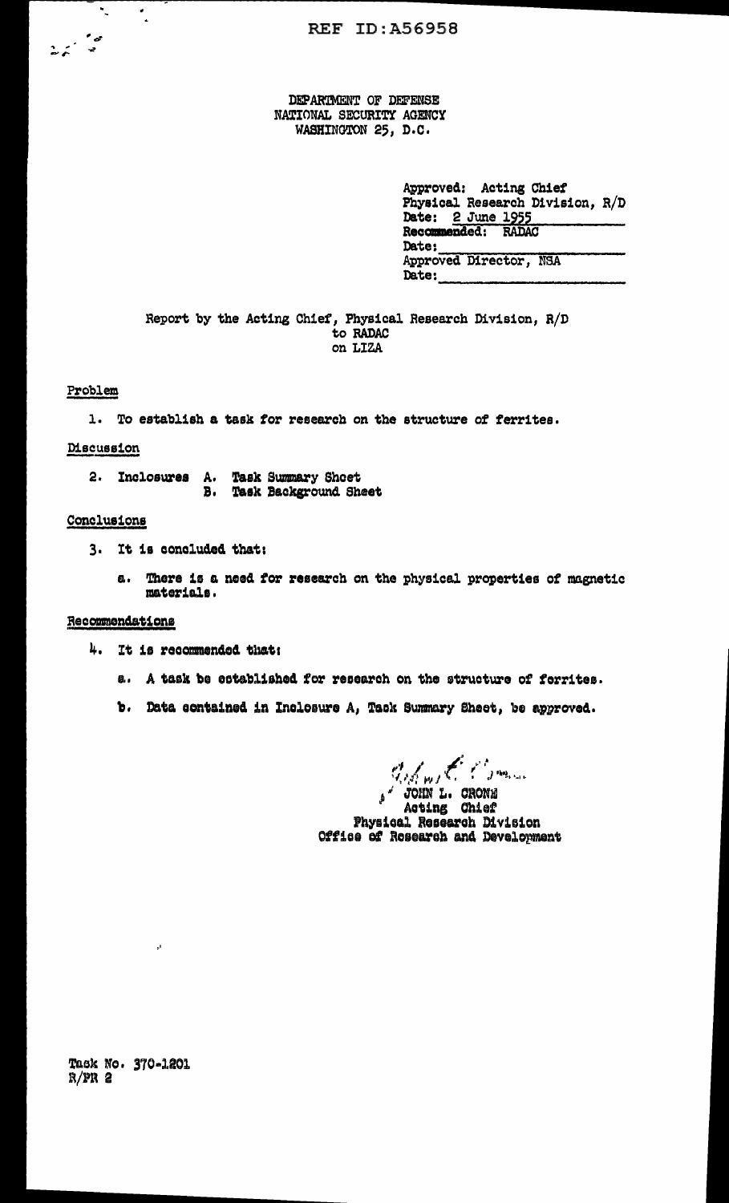REF ID:A56958

DEPARTMENT OF DEFENSE
NATIONAL SECURITY AGENCY
WASHINGTON 25, D.C.

Approved: Acting Chief
Physical Research Division, R/D
Date: 2 June 1955
Recommended: RADAC
Date:
Approved Director, NSA
Date:

Report by the Acting Chief, Physical Research Division, R/D
to RADAC
on LIZA

## Problem

1. To establish a task for research on the structure of ferrites.

## Discussion

2. Inclosures A. Task Summary Sheet
   B. Task Background Sheet

## Conclusions

3. It is concluded that:

   a. There is a need for research on the physical properties of magnetic materials.

## Recommendations

4. It is recommended that:

   a. A task be established for research on the structure of ferrites.

   b. Data contained in Inclosure A, Task Summary Sheet, be approved.

JOHN L. CRONE
Acting Chief
Physical Research Division
Office of Research and Development

Task No. 370-1201
R/PR 2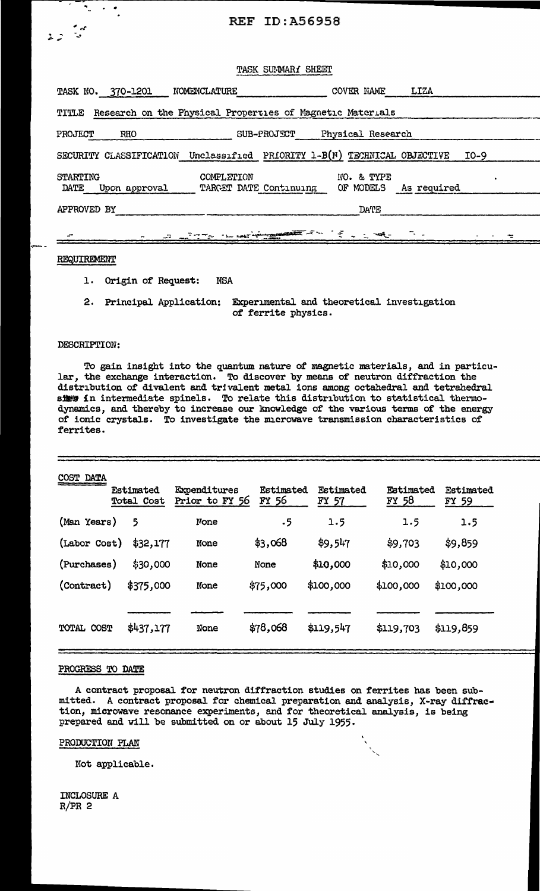REF ID:A56958

## TASK SUMMARY SHEET

TASK NO. 370-1201 NOMENCLATURE COVER NAME LIZA

TITLE Research on the Physical Properties of Magnetic Materials

PROJECT RHO SUB-PROJECT Physical Research

SECURITY CLASSIFICATION Unclassified PRIORITY 1-B(N) TECHNICAL OBJECTIVE IO-9

STARTING DATE Upon approval COMPLETION TARGET DATE Continuing NO. & TYPE OF MODELS As required

APPROVED BY DATE

### REQUIREMENT

1. Origin of Request: NSA
2. Principal Application: Experimental and theoretical investigation of ferrite physics.

### DESCRIPTION:

To gain insight into the quantum nature of magnetic materials, and in particular, the exchange interaction. To discover by means of neutron diffraction the distribution of divalent and trivalent metal ions among octahedral and tetrahedral sites in intermediate spinels. To relate this distribution to statistical thermodynamics, and thereby to increase our knowledge of the various terms of the energy of ionic crystals. To investigate the microwave transmission characteristics of ferrites.

### COST DATA

| | Estimated Total Cost | Expenditures Prior to FY 56 | Estimated FY 56 | Estimated FY 57 | Estimated FY 58 | Estimated FY 59 |
|---|---|---|---|---|---|---|
| (Man Years) | 5 | None | .5 | 1.5 | 1.5 | 1.5 |
| (Labor Cost) | $32,177 | None | $3,068 | $9,547 | $9,703 | $9,859 |
| (Purchases) | $30,000 | None | None | $10,000 | $10,000 | $10,000 |
| (Contract) | $375,000 | None | $75,000 | $100,000 | $100,000 | $100,000 |
| TOTAL COST | $437,177 | None | $78,068 | $119,547 | $119,703 | $119,859 |

### PROGRESS TO DATE

A contract proposal for neutron diffraction studies on ferrites has been submitted. A contract proposal for chemical preparation and analysis, X-ray diffraction, microwave resonance experiments, and for theoretical analysis, is being prepared and will be submitted on or about 15 July 1955.

### PRODUCTION PLAN

Not applicable.

INCLOSURE A
R/PR 2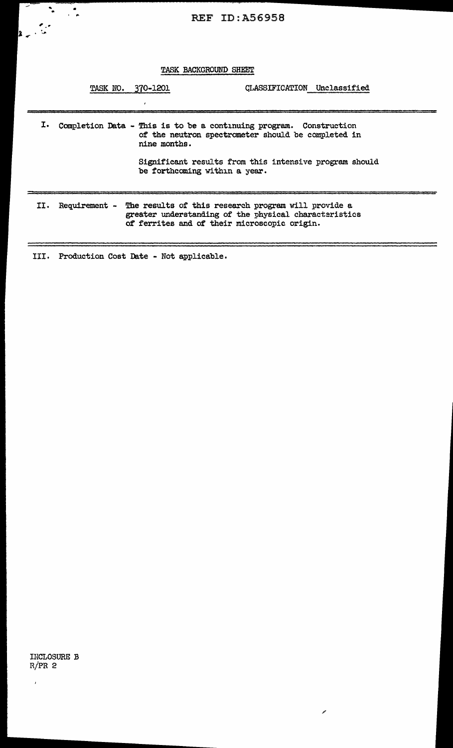REF ID:A56958

TASK BACKGROUND SHEET

TASK NO. 370-1201 &nbsp;&nbsp;&nbsp;&nbsp;&nbsp;&nbsp;&nbsp;&nbsp; CLASSIFICATION Unclassified

I. Completion Data - This is to be a continuing program. Construction of the neutron spectrometer should be completed in nine months.

Significant results from this intensive program should be forthcoming within a year.

II. Requirement - The results of this research program will provide a greater understanding of the physical characteristics of ferrites and of their microscopic origin.

III. Production Cost Date - Not applicable.

INCLOSURE B
R/PR 2